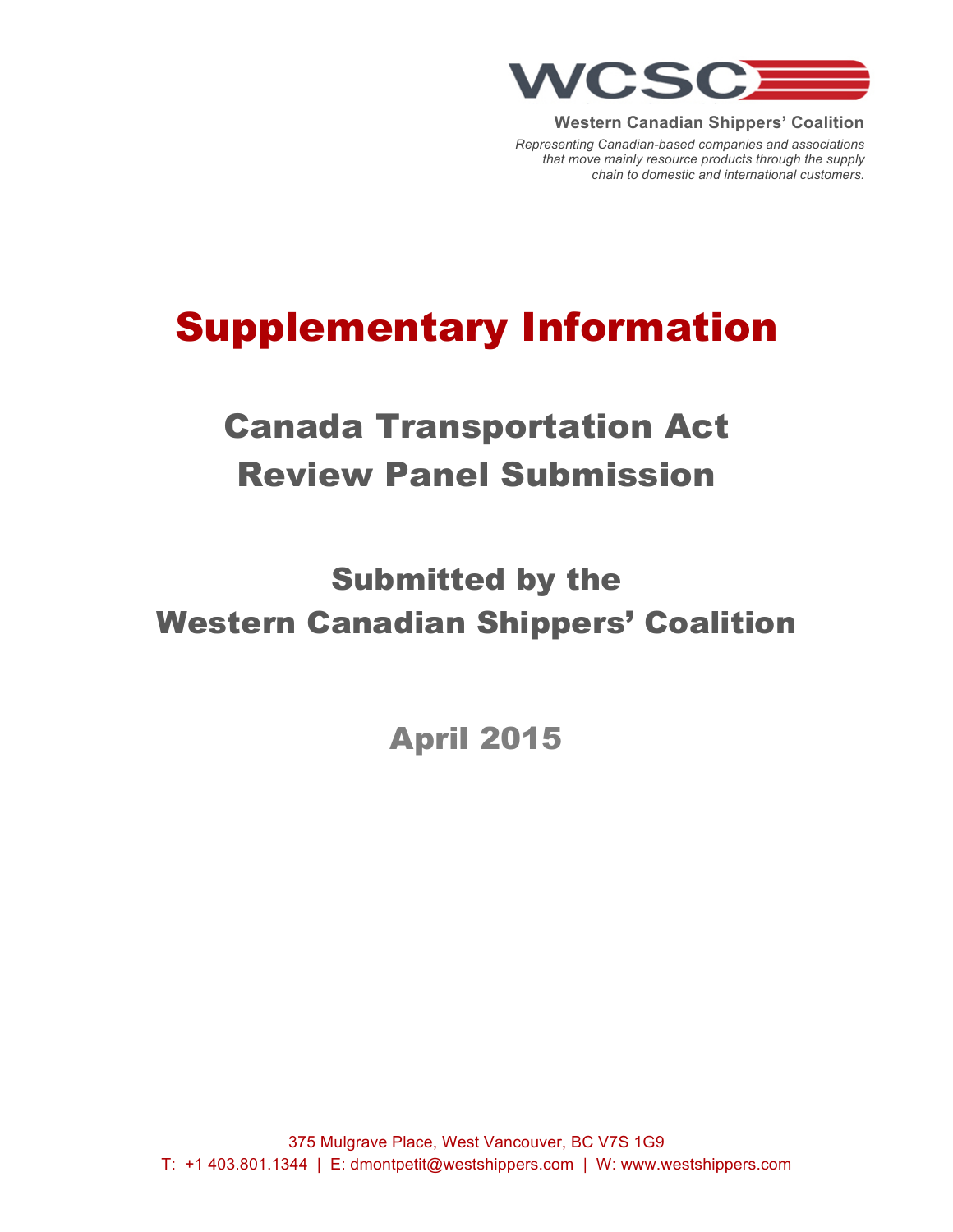WCSC

**Western Canadian Shippers' Coalition**

*Representing Canadian-based companies and associations that move mainly resource products through the supply chain to domestic and international customers.*

# Supplementary Information

## Canada Transportation Act Review Panel Submission

## Submitted by the Western Canadian Shippers' Coalition

## April 2015

375 Mulgrave Place, West Vancouver, BC V7S 1G9
T: +1 403.801.1344 | E: dmontpetit@westshippers.com | W: www.westshippers.com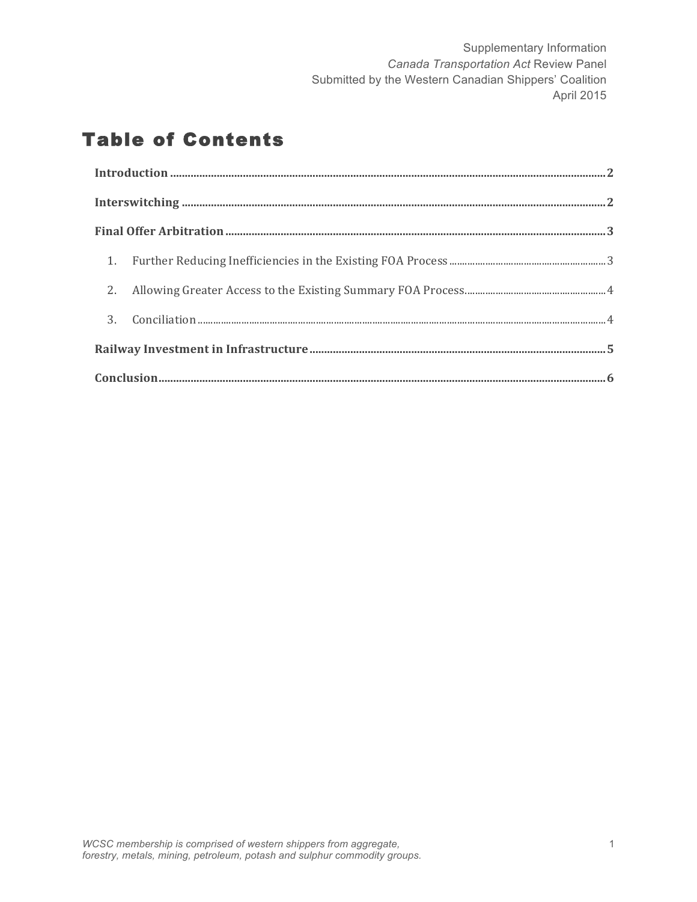Supplementary Information
*Canada Transportation Act* Review Panel
Submitted by the Western Canadian Shippers' Coalition
April 2015

# Table of Contents

**Introduction** ..... **2**

**Interswitching** ..... **2**

**Final Offer Arbitration** ..... **3**

1. Further Reducing Inefficiencies in the Existing FOA Process ..... 3
2. Allowing Greater Access to the Existing Summary FOA Process ..... 4
3. Conciliation ..... 4

**Railway Investment in Infrastructure** ..... **5**

**Conclusion** ..... **6**

*WCSC membership is comprised of western shippers from aggregate, forestry, metals, mining, petroleum, potash and sulphur commodity groups.*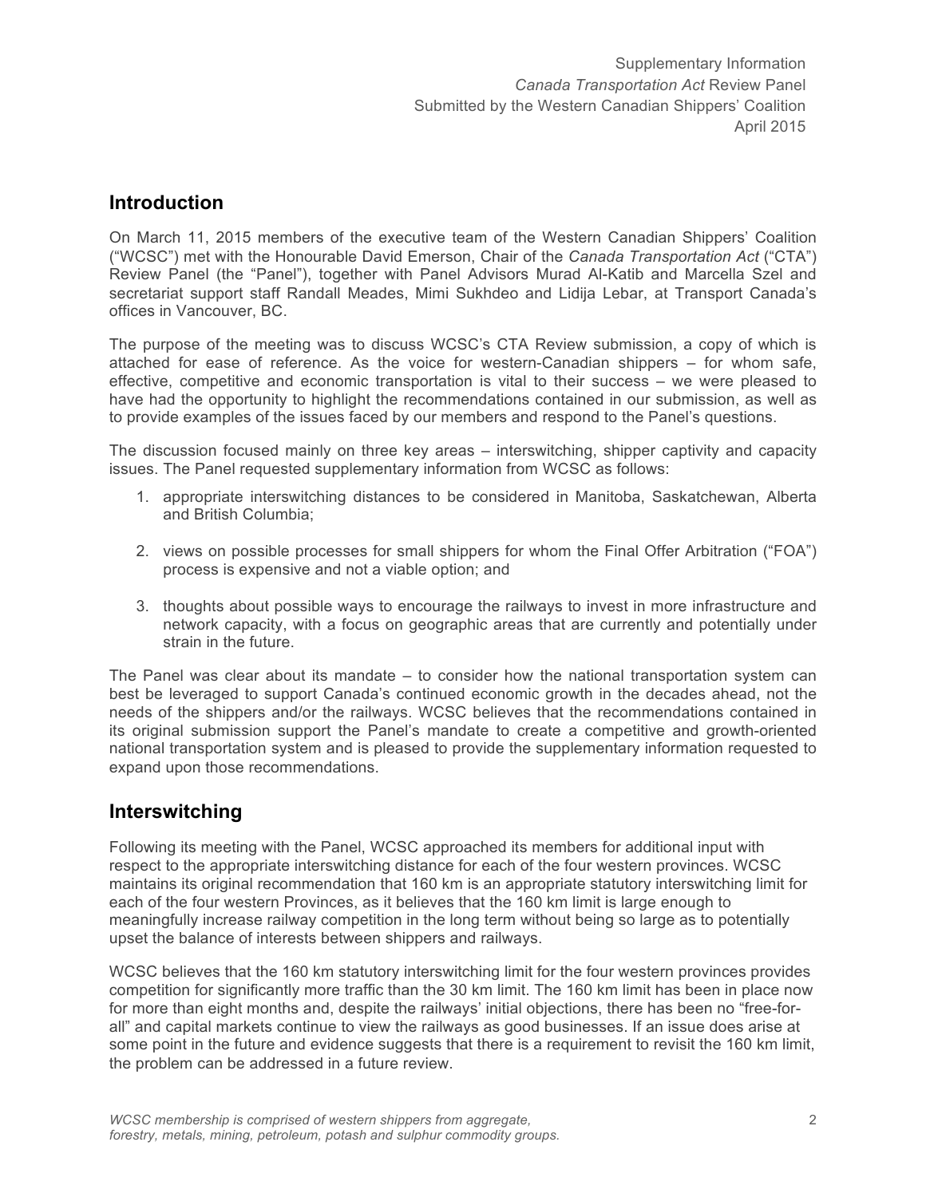Supplementary Information
*Canada Transportation Act* Review Panel
Submitted by the Western Canadian Shippers' Coalition
April 2015

## Introduction

On March 11, 2015 members of the executive team of the Western Canadian Shippers' Coalition ("WCSC") met with the Honourable David Emerson, Chair of the *Canada Transportation Act* ("CTA") Review Panel (the "Panel"), together with Panel Advisors Murad Al-Katib and Marcella Szel and secretariat support staff Randall Meades, Mimi Sukhdeo and Lidija Lebar, at Transport Canada's offices in Vancouver, BC.

The purpose of the meeting was to discuss WCSC's CTA Review submission, a copy of which is attached for ease of reference. As the voice for western-Canadian shippers – for whom safe, effective, competitive and economic transportation is vital to their success – we were pleased to have had the opportunity to highlight the recommendations contained in our submission, as well as to provide examples of the issues faced by our members and respond to the Panel's questions.

The discussion focused mainly on three key areas – interswitching, shipper captivity and capacity issues. The Panel requested supplementary information from WCSC as follows:

1. appropriate interswitching distances to be considered in Manitoba, Saskatchewan, Alberta and British Columbia;

2. views on possible processes for small shippers for whom the Final Offer Arbitration ("FOA") process is expensive and not a viable option; and

3. thoughts about possible ways to encourage the railways to invest in more infrastructure and network capacity, with a focus on geographic areas that are currently and potentially under strain in the future.

The Panel was clear about its mandate – to consider how the national transportation system can best be leveraged to support Canada's continued economic growth in the decades ahead, not the needs of the shippers and/or the railways. WCSC believes that the recommendations contained in its original submission support the Panel's mandate to create a competitive and growth-oriented national transportation system and is pleased to provide the supplementary information requested to expand upon those recommendations.

## Interswitching

Following its meeting with the Panel, WCSC approached its members for additional input with respect to the appropriate interswitching distance for each of the four western provinces. WCSC maintains its original recommendation that 160 km is an appropriate statutory interswitching limit for each of the four western Provinces, as it believes that the 160 km limit is large enough to meaningfully increase railway competition in the long term without being so large as to potentially upset the balance of interests between shippers and railways.

WCSC believes that the 160 km statutory interswitching limit for the four western provinces provides competition for significantly more traffic than the 30 km limit. The 160 km limit has been in place now for more than eight months and, despite the railways' initial objections, there has been no "free-for-all" and capital markets continue to view the railways as good businesses. If an issue does arise at some point in the future and evidence suggests that there is a requirement to revisit the 160 km limit, the problem can be addressed in a future review.

*WCSC membership is comprised of western shippers from aggregate, forestry, metals, mining, petroleum, potash and sulphur commodity groups.*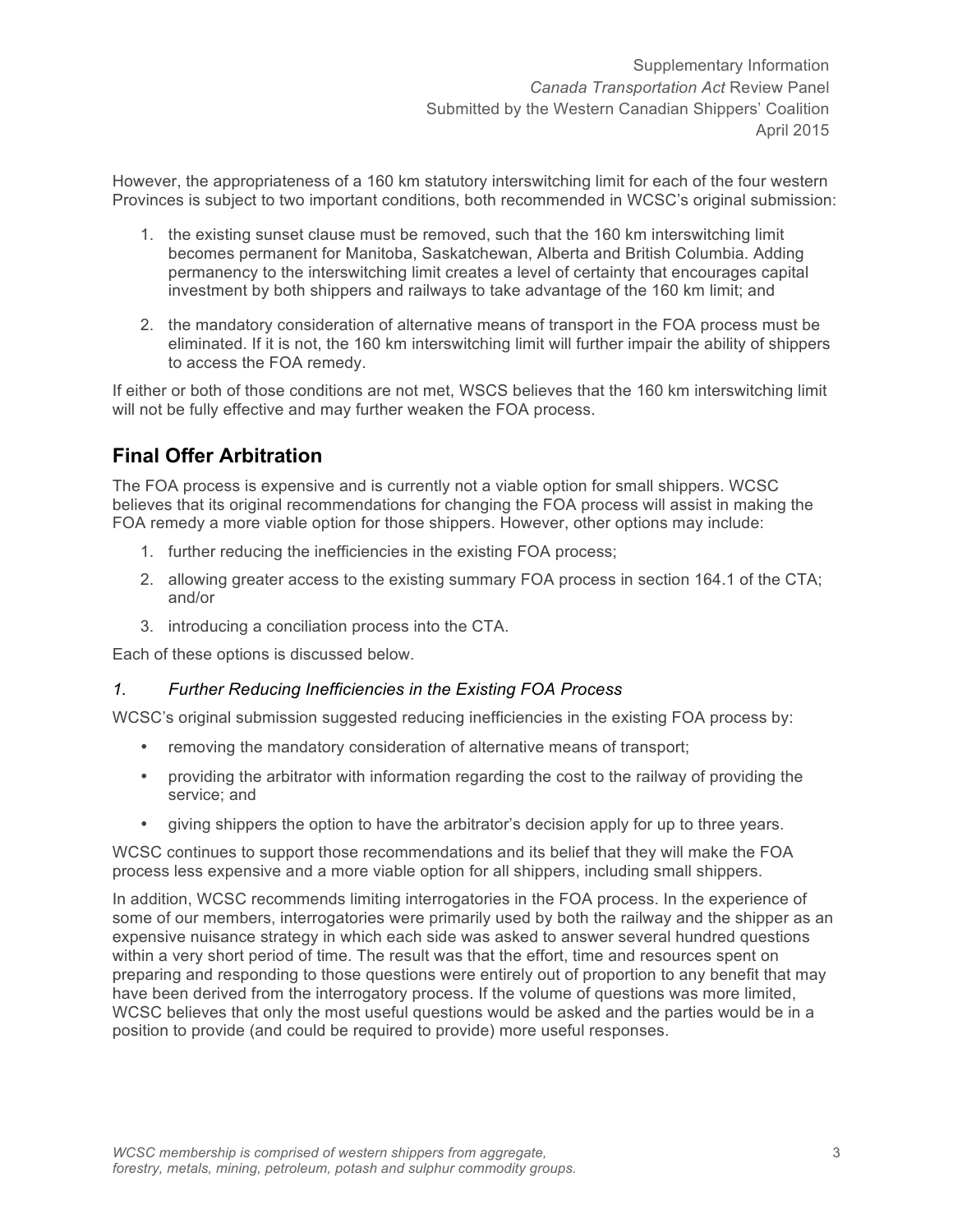However, the appropriateness of a 160 km statutory interswitching limit for each of the four western Provinces is subject to two important conditions, both recommended in WCSC's original submission:

1. the existing sunset clause must be removed, such that the 160 km interswitching limit becomes permanent for Manitoba, Saskatchewan, Alberta and British Columbia. Adding permanency to the interswitching limit creates a level of certainty that encourages capital investment by both shippers and railways to take advantage of the 160 km limit; and
2. the mandatory consideration of alternative means of transport in the FOA process must be eliminated. If it is not, the 160 km interswitching limit will further impair the ability of shippers to access the FOA remedy.

If either or both of those conditions are not met, WSCS believes that the 160 km interswitching limit will not be fully effective and may further weaken the FOA process.

## Final Offer Arbitration

The FOA process is expensive and is currently not a viable option for small shippers. WCSC believes that its original recommendations for changing the FOA process will assist in making the FOA remedy a more viable option for those shippers. However, other options may include:

1. further reducing the inefficiencies in the existing FOA process;
2. allowing greater access to the existing summary FOA process in section 164.1 of the CTA; and/or
3. introducing a conciliation process into the CTA.

Each of these options is discussed below.

### *1. Further Reducing Inefficiencies in the Existing FOA Process*

WCSC's original submission suggested reducing inefficiencies in the existing FOA process by:

- removing the mandatory consideration of alternative means of transport;
- providing the arbitrator with information regarding the cost to the railway of providing the service; and
- giving shippers the option to have the arbitrator's decision apply for up to three years.

WCSC continues to support those recommendations and its belief that they will make the FOA process less expensive and a more viable option for all shippers, including small shippers.

In addition, WCSC recommends limiting interrogatories in the FOA process. In the experience of some of our members, interrogatories were primarily used by both the railway and the shipper as an expensive nuisance strategy in which each side was asked to answer several hundred questions within a very short period of time. The result was that the effort, time and resources spent on preparing and responding to those questions were entirely out of proportion to any benefit that may have been derived from the interrogatory process. If the volume of questions was more limited, WCSC believes that only the most useful questions would be asked and the parties would be in a position to provide (and could be required to provide) more useful responses.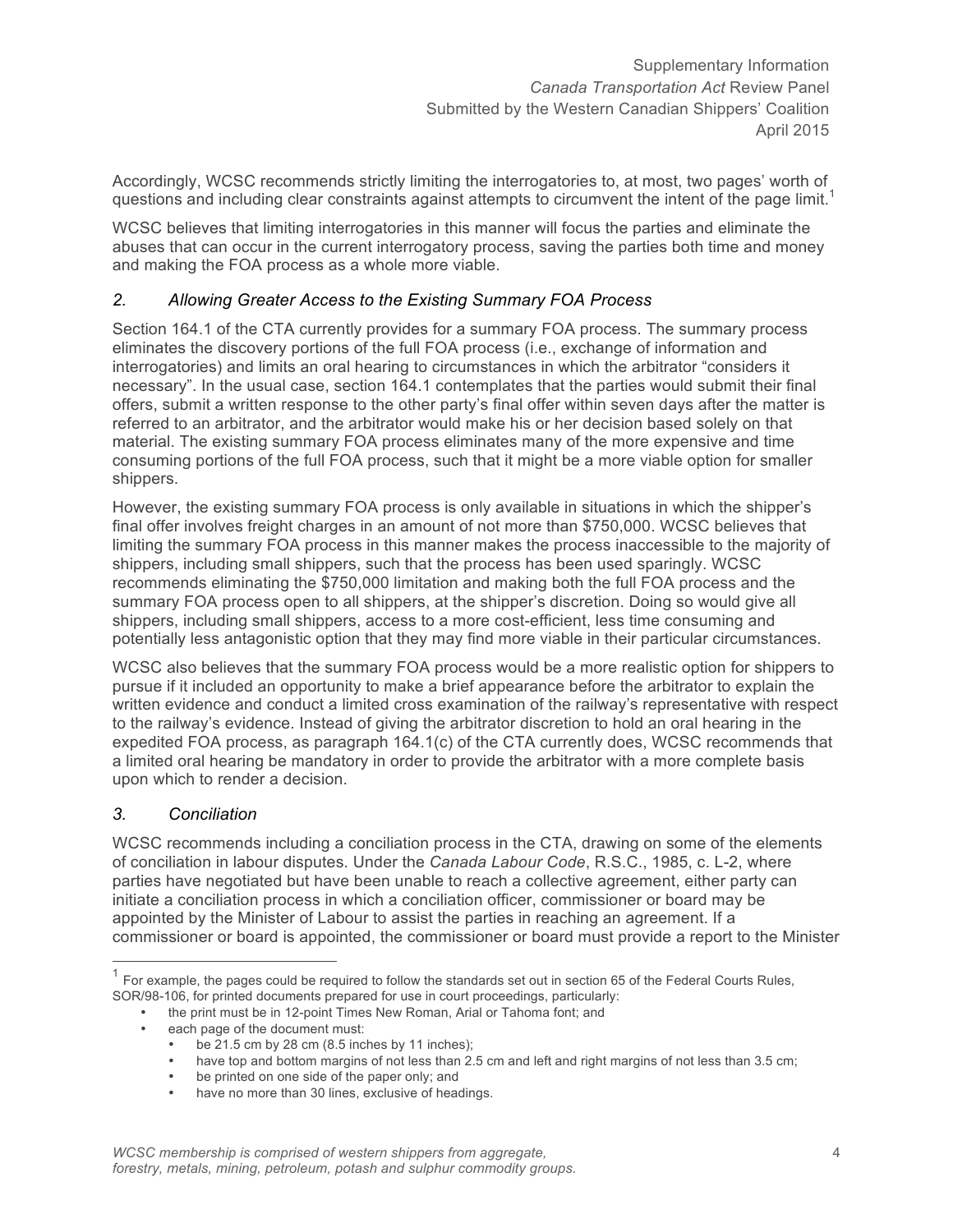Accordingly, WCSC recommends strictly limiting the interrogatories to, at most, two pages' worth of questions and including clear constraints against attempts to circumvent the intent of the page limit.[1]

WCSC believes that limiting interrogatories in this manner will focus the parties and eliminate the abuses that can occur in the current interrogatory process, saving the parties both time and money and making the FOA process as a whole more viable.

### *2. Allowing Greater Access to the Existing Summary FOA Process*

Section 164.1 of the CTA currently provides for a summary FOA process. The summary process eliminates the discovery portions of the full FOA process (i.e., exchange of information and interrogatories) and limits an oral hearing to circumstances in which the arbitrator "considers it necessary". In the usual case, section 164.1 contemplates that the parties would submit their final offers, submit a written response to the other party's final offer within seven days after the matter is referred to an arbitrator, and the arbitrator would make his or her decision based solely on that material. The existing summary FOA process eliminates many of the more expensive and time consuming portions of the full FOA process, such that it might be a more viable option for smaller shippers.

However, the existing summary FOA process is only available in situations in which the shipper's final offer involves freight charges in an amount of not more than $750,000. WCSC believes that limiting the summary FOA process in this manner makes the process inaccessible to the majority of shippers, including small shippers, such that the process has been used sparingly. WCSC recommends eliminating the $750,000 limitation and making both the full FOA process and the summary FOA process open to all shippers, at the shipper's discretion. Doing so would give all shippers, including small shippers, access to a more cost-efficient, less time consuming and potentially less antagonistic option that they may find more viable in their particular circumstances.

WCSC also believes that the summary FOA process would be a more realistic option for shippers to pursue if it included an opportunity to make a brief appearance before the arbitrator to explain the written evidence and conduct a limited cross examination of the railway's representative with respect to the railway's evidence. Instead of giving the arbitrator discretion to hold an oral hearing in the expedited FOA process, as paragraph 164.1(c) of the CTA currently does, WCSC recommends that a limited oral hearing be mandatory in order to provide the arbitrator with a more complete basis upon which to render a decision.

### *3. Conciliation*

WCSC recommends including a conciliation process in the CTA, drawing on some of the elements of conciliation in labour disputes. Under the *Canada Labour Code*, R.S.C., 1985, c. L-2, where parties have negotiated but have been unable to reach a collective agreement, either party can initiate a conciliation process in which a conciliation officer, commissioner or board may be appointed by the Minister of Labour to assist the parties in reaching an agreement. If a commissioner or board is appointed, the commissioner or board must provide a report to the Minister

---

[1] For example, the pages could be required to follow the standards set out in section 65 of the Federal Courts Rules, SOR/98-106, for printed documents prepared for use in court proceedings, particularly:

- the print must be in 12-point Times New Roman, Arial or Tahoma font; and
- each page of the document must:
  - be 21.5 cm by 28 cm (8.5 inches by 11 inches);
  - have top and bottom margins of not less than 2.5 cm and left and right margins of not less than 3.5 cm;
  - be printed on one side of the paper only; and
  - have no more than 30 lines, exclusive of headings.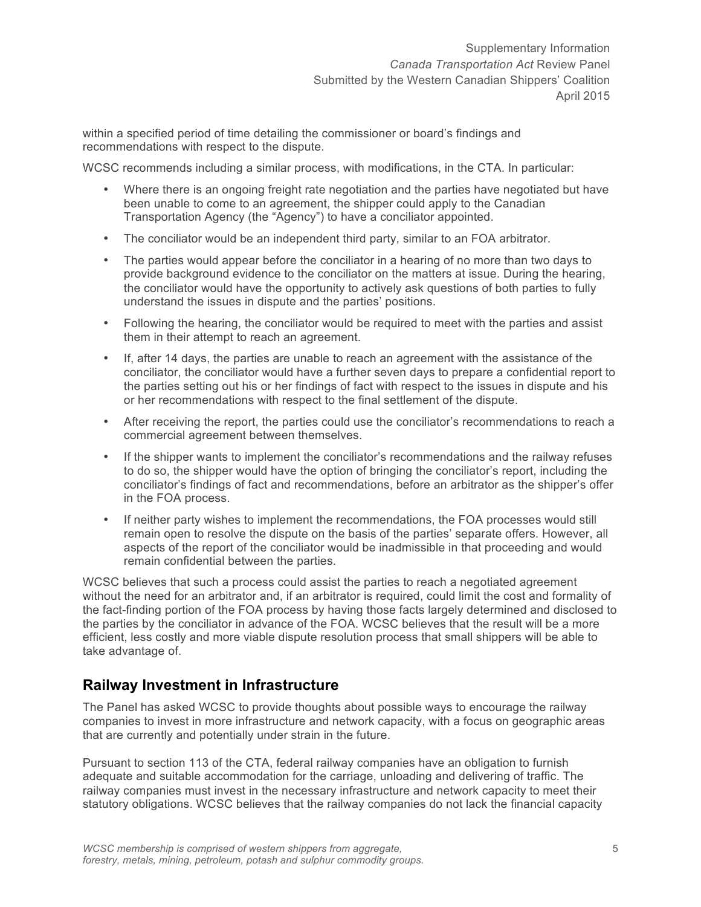within a specified period of time detailing the commissioner or board's findings and recommendations with respect to the dispute.

WCSC recommends including a similar process, with modifications, in the CTA. In particular:

- Where there is an ongoing freight rate negotiation and the parties have negotiated but have been unable to come to an agreement, the shipper could apply to the Canadian Transportation Agency (the "Agency") to have a conciliator appointed.
- The conciliator would be an independent third party, similar to an FOA arbitrator.
- The parties would appear before the conciliator in a hearing of no more than two days to provide background evidence to the conciliator on the matters at issue. During the hearing, the conciliator would have the opportunity to actively ask questions of both parties to fully understand the issues in dispute and the parties' positions.
- Following the hearing, the conciliator would be required to meet with the parties and assist them in their attempt to reach an agreement.
- If, after 14 days, the parties are unable to reach an agreement with the assistance of the conciliator, the conciliator would have a further seven days to prepare a confidential report to the parties setting out his or her findings of fact with respect to the issues in dispute and his or her recommendations with respect to the final settlement of the dispute.
- After receiving the report, the parties could use the conciliator's recommendations to reach a commercial agreement between themselves.
- If the shipper wants to implement the conciliator's recommendations and the railway refuses to do so, the shipper would have the option of bringing the conciliator's report, including the conciliator's findings of fact and recommendations, before an arbitrator as the shipper's offer in the FOA process.
- If neither party wishes to implement the recommendations, the FOA processes would still remain open to resolve the dispute on the basis of the parties' separate offers. However, all aspects of the report of the conciliator would be inadmissible in that proceeding and would remain confidential between the parties.

WCSC believes that such a process could assist the parties to reach a negotiated agreement without the need for an arbitrator and, if an arbitrator is required, could limit the cost and formality of the fact-finding portion of the FOA process by having those facts largely determined and disclosed to the parties by the conciliator in advance of the FOA. WCSC believes that the result will be a more efficient, less costly and more viable dispute resolution process that small shippers will be able to take advantage of.

## Railway Investment in Infrastructure

The Panel has asked WCSC to provide thoughts about possible ways to encourage the railway companies to invest in more infrastructure and network capacity, with a focus on geographic areas that are currently and potentially under strain in the future.

Pursuant to section 113 of the CTA, federal railway companies have an obligation to furnish adequate and suitable accommodation for the carriage, unloading and delivering of traffic. The railway companies must invest in the necessary infrastructure and network capacity to meet their statutory obligations. WCSC believes that the railway companies do not lack the financial capacity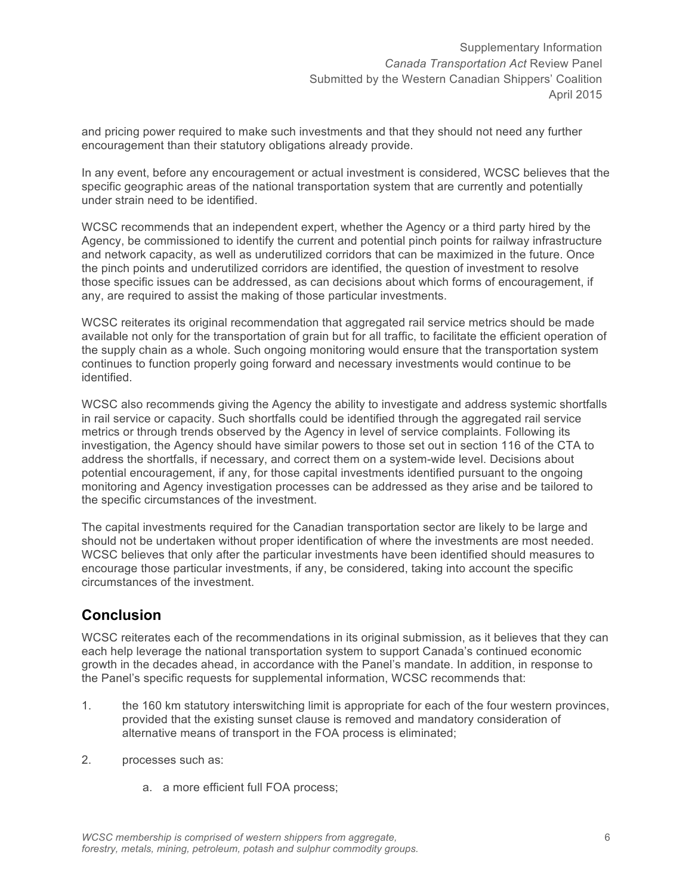and pricing power required to make such investments and that they should not need any further encouragement than their statutory obligations already provide.

In any event, before any encouragement or actual investment is considered, WCSC believes that the specific geographic areas of the national transportation system that are currently and potentially under strain need to be identified.

WCSC recommends that an independent expert, whether the Agency or a third party hired by the Agency, be commissioned to identify the current and potential pinch points for railway infrastructure and network capacity, as well as underutilized corridors that can be maximized in the future. Once the pinch points and underutilized corridors are identified, the question of investment to resolve those specific issues can be addressed, as can decisions about which forms of encouragement, if any, are required to assist the making of those particular investments.

WCSC reiterates its original recommendation that aggregated rail service metrics should be made available not only for the transportation of grain but for all traffic, to facilitate the efficient operation of the supply chain as a whole. Such ongoing monitoring would ensure that the transportation system continues to function properly going forward and necessary investments would continue to be identified.

WCSC also recommends giving the Agency the ability to investigate and address systemic shortfalls in rail service or capacity. Such shortfalls could be identified through the aggregated rail service metrics or through trends observed by the Agency in level of service complaints. Following its investigation, the Agency should have similar powers to those set out in section 116 of the CTA to address the shortfalls, if necessary, and correct them on a system-wide level. Decisions about potential encouragement, if any, for those capital investments identified pursuant to the ongoing monitoring and Agency investigation processes can be addressed as they arise and be tailored to the specific circumstances of the investment.

The capital investments required for the Canadian transportation sector are likely to be large and should not be undertaken without proper identification of where the investments are most needed. WCSC believes that only after the particular investments have been identified should measures to encourage those particular investments, if any, be considered, taking into account the specific circumstances of the investment.

## Conclusion

WCSC reiterates each of the recommendations in its original submission, as it believes that they can each help leverage the national transportation system to support Canada's continued economic growth in the decades ahead, in accordance with the Panel's mandate. In addition, in response to the Panel's specific requests for supplemental information, WCSC recommends that:

1. the 160 km statutory interswitching limit is appropriate for each of the four western provinces, provided that the existing sunset clause is removed and mandatory consideration of alternative means of transport in the FOA process is eliminated;

2. processes such as:

   a. a more efficient full FOA process;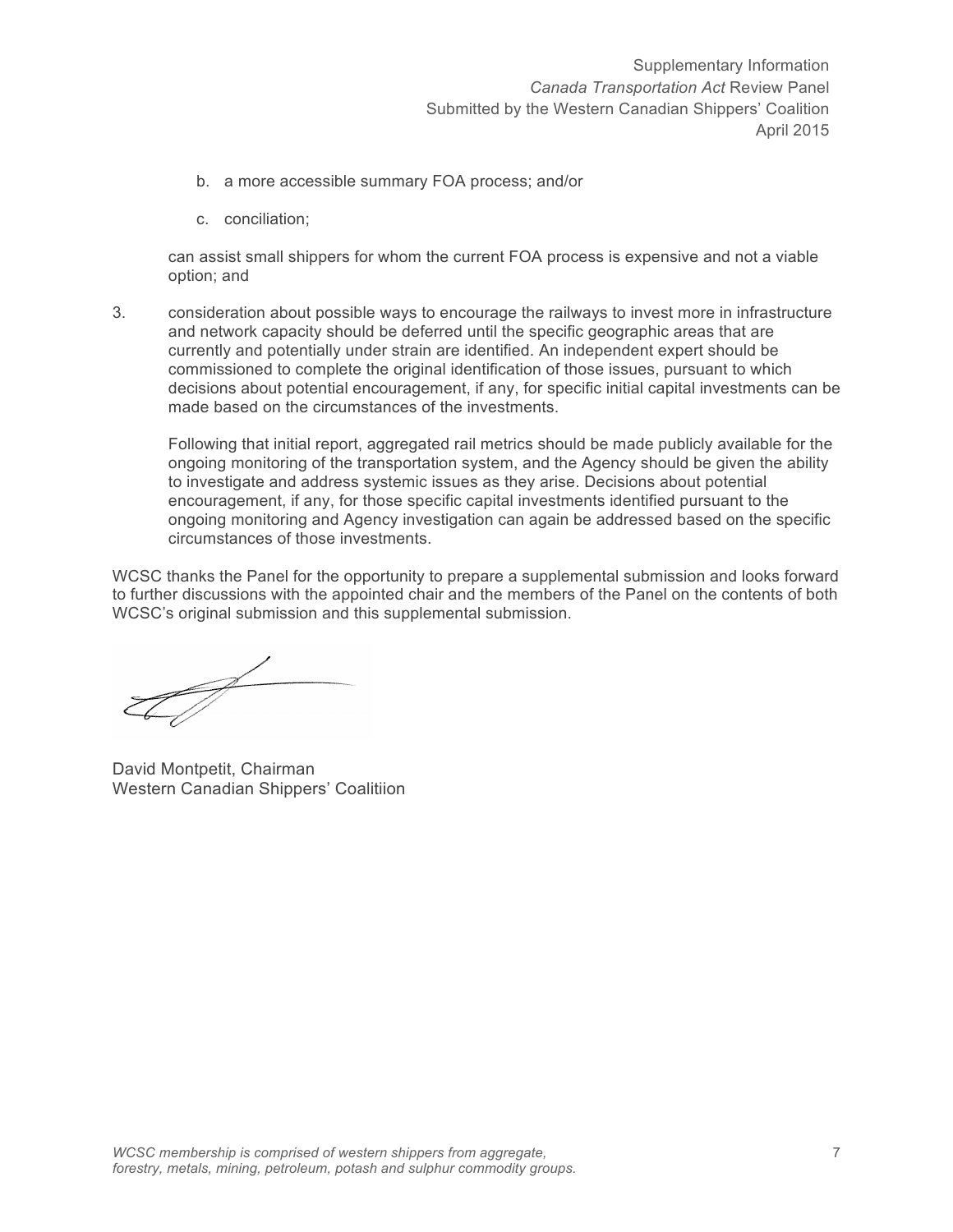b. a more accessible summary FOA process; and/or

c. conciliation;

can assist small shippers for whom the current FOA process is expensive and not a viable option; and

3. consideration about possible ways to encourage the railways to invest more in infrastructure and network capacity should be deferred until the specific geographic areas that are currently and potentially under strain are identified. An independent expert should be commissioned to complete the original identification of those issues, pursuant to which decisions about potential encouragement, if any, for specific initial capital investments can be made based on the circumstances of the investments.

   Following that initial report, aggregated rail metrics should be made publicly available for the ongoing monitoring of the transportation system, and the Agency should be given the ability to investigate and address systemic issues as they arise. Decisions about potential encouragement, if any, for those specific capital investments identified pursuant to the ongoing monitoring and Agency investigation can again be addressed based on the specific circumstances of those investments.

WCSC thanks the Panel for the opportunity to prepare a supplemental submission and looks forward to further discussions with the appointed chair and the members of the Panel on the contents of both WCSC's original submission and this supplemental submission.

David Montpetit, Chairman
Western Canadian Shippers' Coalitiion